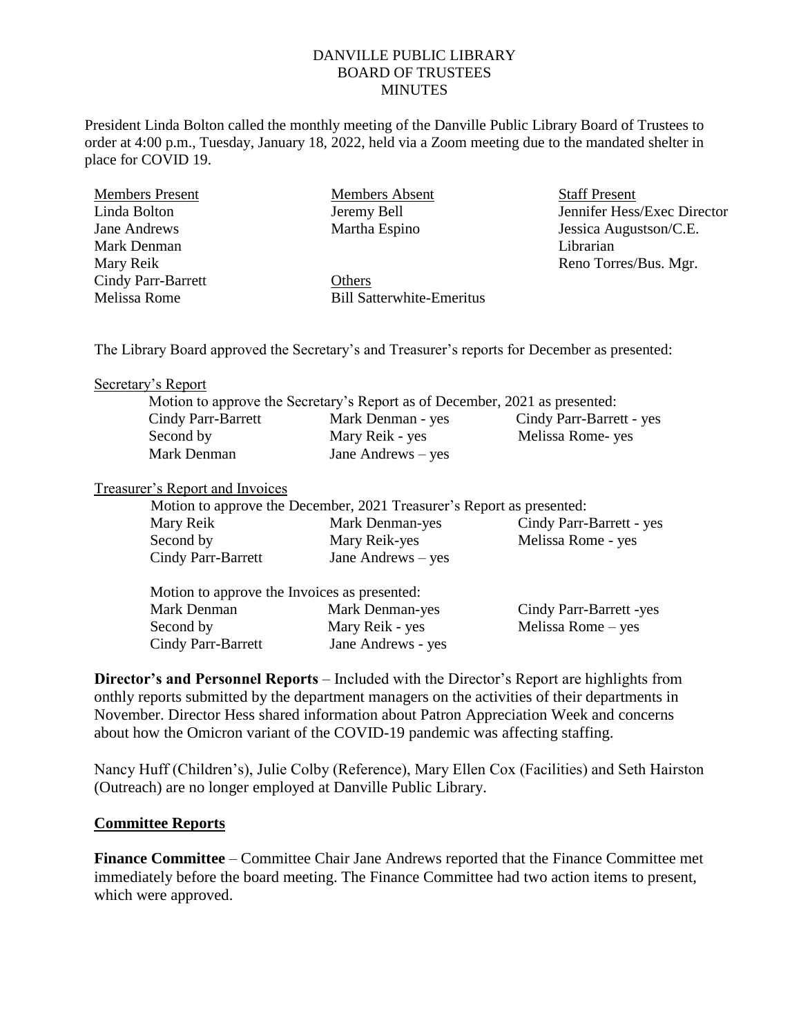DANVILLE PUBLIC LIBRARY
BOARD OF TRUSTEES
MINUTES

President Linda Bolton called the monthly meeting of the Danville Public Library Board of Trustees to order at 4:00 p.m., Tuesday, January 18, 2022, held via a Zoom meeting due to the mandated shelter in place for COVID 19.

| Members Present | Members Absent | Staff Present |
|---|---|---|
| Linda Bolton | Jeremy Bell | Jennifer Hess/Exec Director |
| Jane Andrews | Martha Espino | Jessica Augustson/C.E. Librarian |
| Mark Denman | | Reno Torres/Bus. Mgr. |
| Mary Reik | | |
| Cindy Parr-Barrett | Others | |
| Melissa Rome | Bill Satterwhite-Emeritus | |

The Library Board approved the Secretary's and Treasurer's reports for December as presented:

Secretary's Report

Motion to approve the Secretary's Report as of December, 2021 as presented:

| | | |
|---|---|---|
| Cindy Parr-Barrett | Mark Denman - yes | Cindy Parr-Barrett - yes |
| Second by | Mary Reik - yes | Melissa Rome- yes |
| Mark Denman | Jane Andrews – yes | |

Treasurer's Report and Invoices

Motion to approve the December, 2021 Treasurer's Report as presented:

| | | |
|---|---|---|
| Mary Reik | Mark Denman-yes | Cindy Parr-Barrett - yes |
| Second by | Mary Reik-yes | Melissa Rome - yes |
| Cindy Parr-Barrett | Jane Andrews – yes | |

Motion to approve the Invoices as presented:

| | | |
|---|---|---|
| Mark Denman | Mark Denman-yes | Cindy Parr-Barrett -yes |
| Second by | Mary Reik - yes | Melissa Rome – yes |
| Cindy Parr-Barrett | Jane Andrews - yes | |

**Director's and Personnel Reports** – Included with the Director's Report are highlights from onthly reports submitted by the department managers on the activities of their departments in November. Director Hess shared information about Patron Appreciation Week and concerns about how the Omicron variant of the COVID-19 pandemic was affecting staffing.

Nancy Huff (Children's), Julie Colby (Reference), Mary Ellen Cox (Facilities) and Seth Hairston (Outreach) are no longer employed at Danville Public Library.

## Committee Reports

**Finance Committee** – Committee Chair Jane Andrews reported that the Finance Committee met immediately before the board meeting. The Finance Committee had two action items to present, which were approved.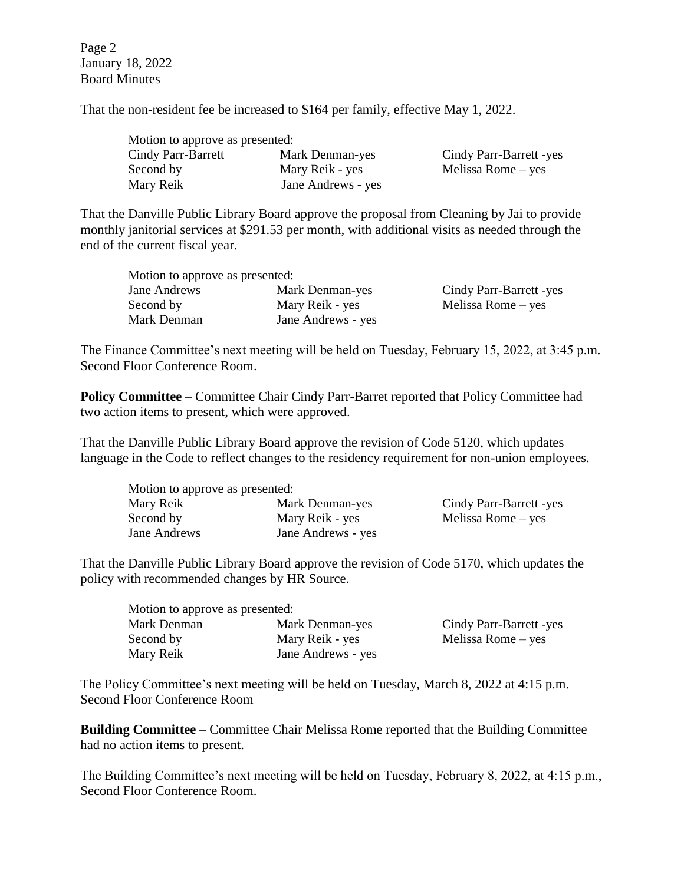That the non-resident fee be increased to $164 per family, effective May 1, 2022.

| Motion to approve as presented: | | |
|---|---|---|
| Cindy Parr-Barrett | Mark Denman-yes | Cindy Parr-Barrett -yes |
| Second by | Mary Reik - yes | Melissa Rome – yes |
| Mary Reik | Jane Andrews - yes | |

That the Danville Public Library Board approve the proposal from Cleaning by Jai to provide monthly janitorial services at $291.53 per month, with additional visits as needed through the end of the current fiscal year.

| Motion to approve as presented: | | |
|---|---|---|
| Jane Andrews | Mark Denman-yes | Cindy Parr-Barrett -yes |
| Second by | Mary Reik - yes | Melissa Rome – yes |
| Mark Denman | Jane Andrews - yes | |

The Finance Committee's next meeting will be held on Tuesday, February 15, 2022, at 3:45 p.m. Second Floor Conference Room.

**Policy Committee** – Committee Chair Cindy Parr-Barret reported that Policy Committee had two action items to present, which were approved.

That the Danville Public Library Board approve the revision of Code 5120, which updates language in the Code to reflect changes to the residency requirement for non-union employees.

| Motion to approve as presented: | | |
|---|---|---|
| Mary Reik | Mark Denman-yes | Cindy Parr-Barrett -yes |
| Second by | Mary Reik - yes | Melissa Rome – yes |
| Jane Andrews | Jane Andrews - yes | |

That the Danville Public Library Board approve the revision of Code 5170, which updates the policy with recommended changes by HR Source.

| Motion to approve as presented: | | |
|---|---|---|
| Mark Denman | Mark Denman-yes | Cindy Parr-Barrett -yes |
| Second by | Mary Reik - yes | Melissa Rome – yes |
| Mary Reik | Jane Andrews - yes | |

The Policy Committee's next meeting will be held on Tuesday, March 8, 2022 at 4:15 p.m. Second Floor Conference Room

**Building Committee** – Committee Chair Melissa Rome reported that the Building Committee had no action items to present.

The Building Committee's next meeting will be held on Tuesday, February 8, 2022, at 4:15 p.m., Second Floor Conference Room.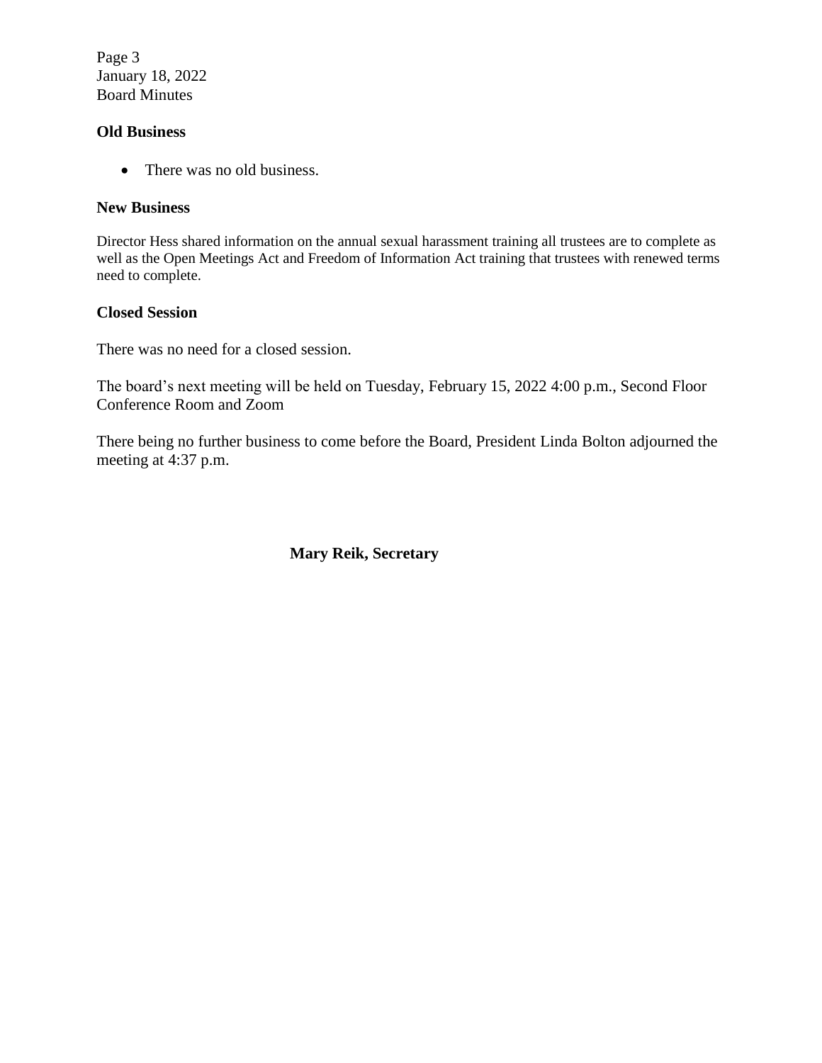**Old Business**

- There was no old business.

**New Business**

Director Hess shared information on the annual sexual harassment training all trustees are to complete as well as the Open Meetings Act and Freedom of Information Act training that trustees with renewed terms need to complete.

**Closed Session**

There was no need for a closed session.

The board's next meeting will be held on Tuesday, February 15, 2022 4:00 p.m., Second Floor Conference Room and Zoom

There being no further business to come before the Board, President Linda Bolton adjourned the meeting at 4:37 p.m.

**Mary Reik, Secretary**